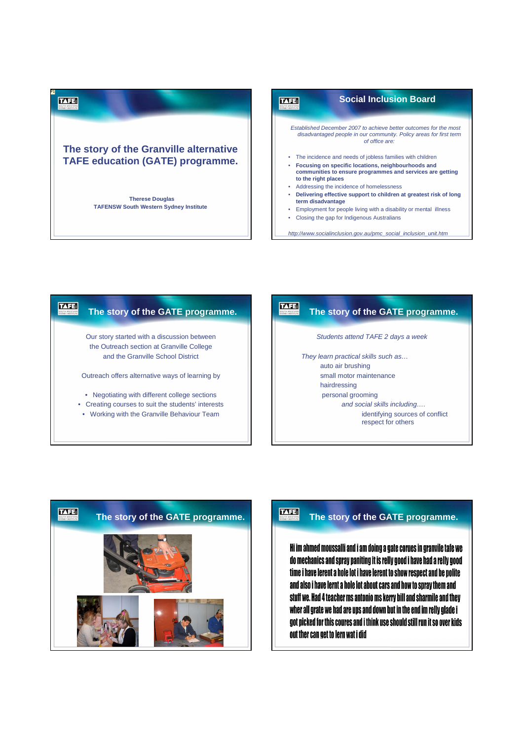# The story of the Granville alternative TAFE education (GATE) programme.

**Therese Douglas**
**TAFENSW South Western Sydney Institute**

## Social Inclusion Board

*Established December 2007 to achieve better outcomes for the most disadvantaged people in our community. Policy areas for first term of office are:*

- The incidence and needs of jobless families with children
- **Focusing on specific locations, neighbourhoods and communities to ensure programmes and services are getting to the right places**
- Addressing the incidence of homelessness
- **Delivering effective support to children at greatest risk of long term disadvantage**
- Employment for people living with a disability or mental illness
- Closing the gap for Indigenous Australians

*http://www.socialinclusion.gov.au/pmc_social_inclusion_unit.htm*

## The story of the GATE programme.

Our story started with a discussion between the Outreach section at Granville College and the Granville School District

Outreach offers alternative ways of learning by

- Negotiating with different college sections
- Creating courses to suit the students' interests
- Working with the Granville Behaviour Team

## The story of the GATE programme.

*Students attend TAFE 2 days a week*

*They learn practical skills such as…*

auto air brushing
small motor maintenance
hairdressing
personal grooming

*and social skills including….*

identifying sources of conflict
respect for others

## The story of the GATE programme.

## The story of the GATE programme.

Hi im ahmed moussalli and i am doing a gate corues in granvile tafe we do mechanics and spray paniting it is relly good i have had a relly good time i have lerent a hole lot i have lerent to show respect and be polite and also i have lernt a hole lot about cars and how to spray them and stuff we. Had 4 teacher ms antonio ms kerry bill and sharmile and they wher all grate we had are ups and down but in the end im relly glade i got picked for this coures and i think use should still run it so over kids out ther can get to lern wat i did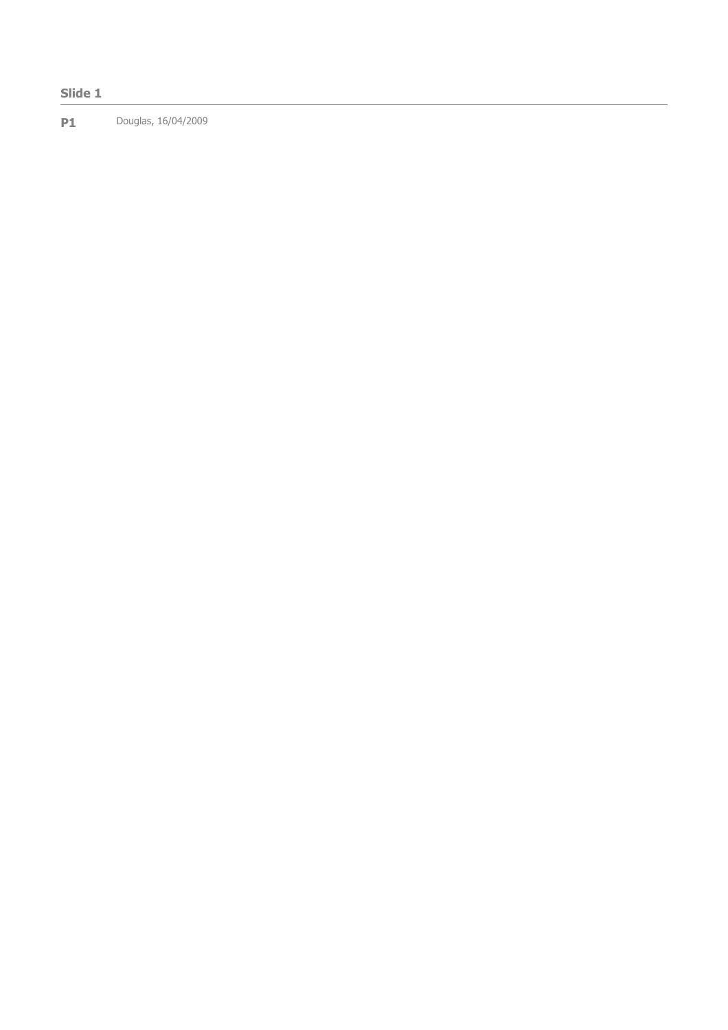**Slide 1**

---

**P1** Douglas, 16/04/2009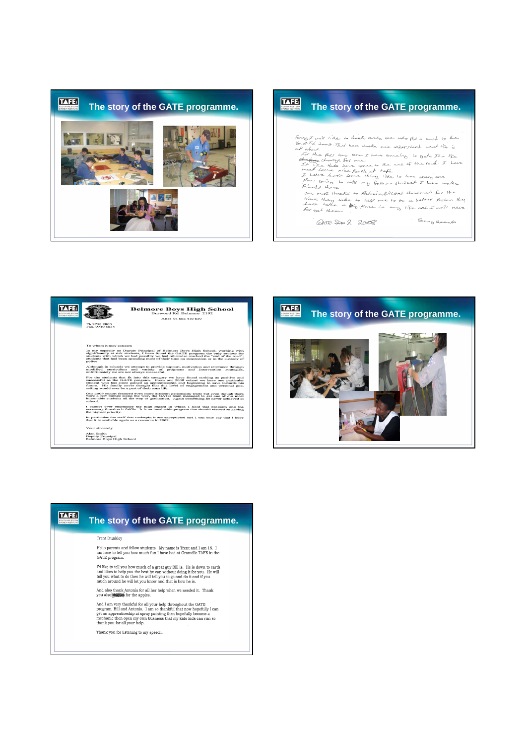## The story of the GATE programme.

## The story of the GATE programme.

Sonny I will like to thank every one who put a hand to the G.A.T.E 2008. This have make me understand what life is all about.

For the pass two term I have coming to Gate It is life change for me

It like this have gone to the end of the road. I have meet some nice people at tafe.

I have learn some thing like to love every one

I'm going to miss my follow student I have make friends there.

one more thanks to Antonia, Bill and Sharneil for the time they take to help me to be a better person they have take a big place in my life and I will never for get them

GATE Sem 2 2008 Sonny Kamuta

**Belmore Boys High School**
Burwood Rd Belmore 2192
ABN 93 662 410 839

Ph 9758 2800
Fax. 9740 5834

To whom it may concern

In my capacity as Deputy Principal of Belmore Boys High School, working with significantly at risk students, I have found the GATE program the only saviour for students with which we had possibly we had otherwise reached the "end of the road"; students that had been spending most of their time on suspension or in the custody of police.

Although in schools we attempt to provide support, motivation and relevance through modified curriculum and variety of programs and intervention strategies, unfortunately we are not always successful.

For the students that fit into this category we have found nothing as positive and successful as the GATE program. From our 2008 cohort we have one particular student who has since gained an apprenticeship and beginning to save towards his future. His family never thought that this level of engagement and personal goal setting would ever be a part of their sons life.

Our 2009 cohort featured even more difficult personality traits but even though there were a few bumps along the way, the GATE team managed to get one of our most intractable students all the way to graduation. Again something he never achieved at school.

I cannot over emphasise the high regard in which I hold this program and the necessary function it fulfils. It is an invaluable program that should viewed as having the highest priority.

In particular the staff that underpin it are exceptional and I can only say that I hope that it is available again as a resource in 2009.

Your sincerely

Alan Smith
Deputy Principal
Belmore Boys High School

## The story of the GATE programme.

## The story of the GATE programme.

Trent Dunkley

Hello parents and fellow students. My name is Trent and I am 16. I am here to tell you how much fun I have had at Granville TAFE in the GATE program.

I'd like to tell you how much of a great guy Bill is. He is down to earth and likes to help you the best he can without doing it for you. He will tell you what to do then he will tell you to go and do it and if you much around he will let you know and that is how he is.

And also thank Antonia for all her help when we needed it. Thank you also for the apples.

And I am very thankful for all your help throughout the GATE program, Bill and Antonio. I am so thankful that now hopefully I can get an apprenticeship at spray painting then hopefully become a mechanic then open my own business that my kids kids can run so thank you for all your help.

Thank you for listening to my speech.